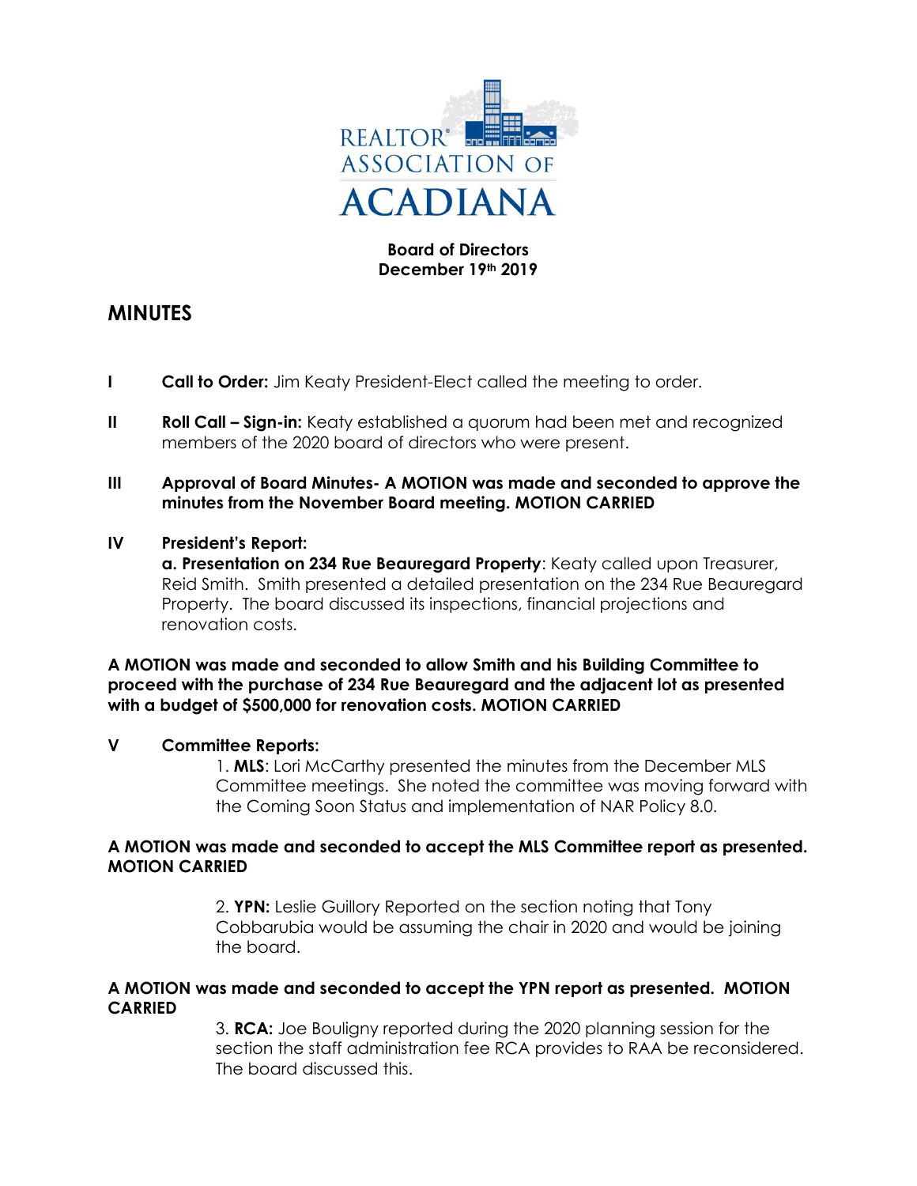REALTOR® ASSOCIATION OF ACADIANA

**Board of Directors**
**December 19th 2019**

# MINUTES

**I** **Call to Order:** Jim Keaty President-Elect called the meeting to order.

**II** **Roll Call – Sign-in:** Keaty established a quorum had been met and recognized members of the 2020 board of directors who were present.

**III** **Approval of Board Minutes- A MOTION was made and seconded to approve the minutes from the November Board meeting. MOTION CARRIED**

**IV** **President's Report:**
**a. Presentation on 234 Rue Beauregard Property**: Keaty called upon Treasurer, Reid Smith. Smith presented a detailed presentation on the 234 Rue Beauregard Property. The board discussed its inspections, financial projections and renovation costs.

**A MOTION was made and seconded to allow Smith and his Building Committee to proceed with the purchase of 234 Rue Beauregard and the adjacent lot as presented with a budget of $500,000 for renovation costs. MOTION CARRIED**

**V** **Committee Reports:**

1. **MLS**: Lori McCarthy presented the minutes from the December MLS Committee meetings. She noted the committee was moving forward with the Coming Soon Status and implementation of NAR Policy 8.0.

**A MOTION was made and seconded to accept the MLS Committee report as presented. MOTION CARRIED**

2. **YPN:** Leslie Guillory Reported on the section noting that Tony Cobbarubia would be assuming the chair in 2020 and would be joining the board.

**A MOTION was made and seconded to accept the YPN report as presented. MOTION CARRIED**

3. **RCA:** Joe Bouligny reported during the 2020 planning session for the section the staff administration fee RCA provides to RAA be reconsidered. The board discussed this.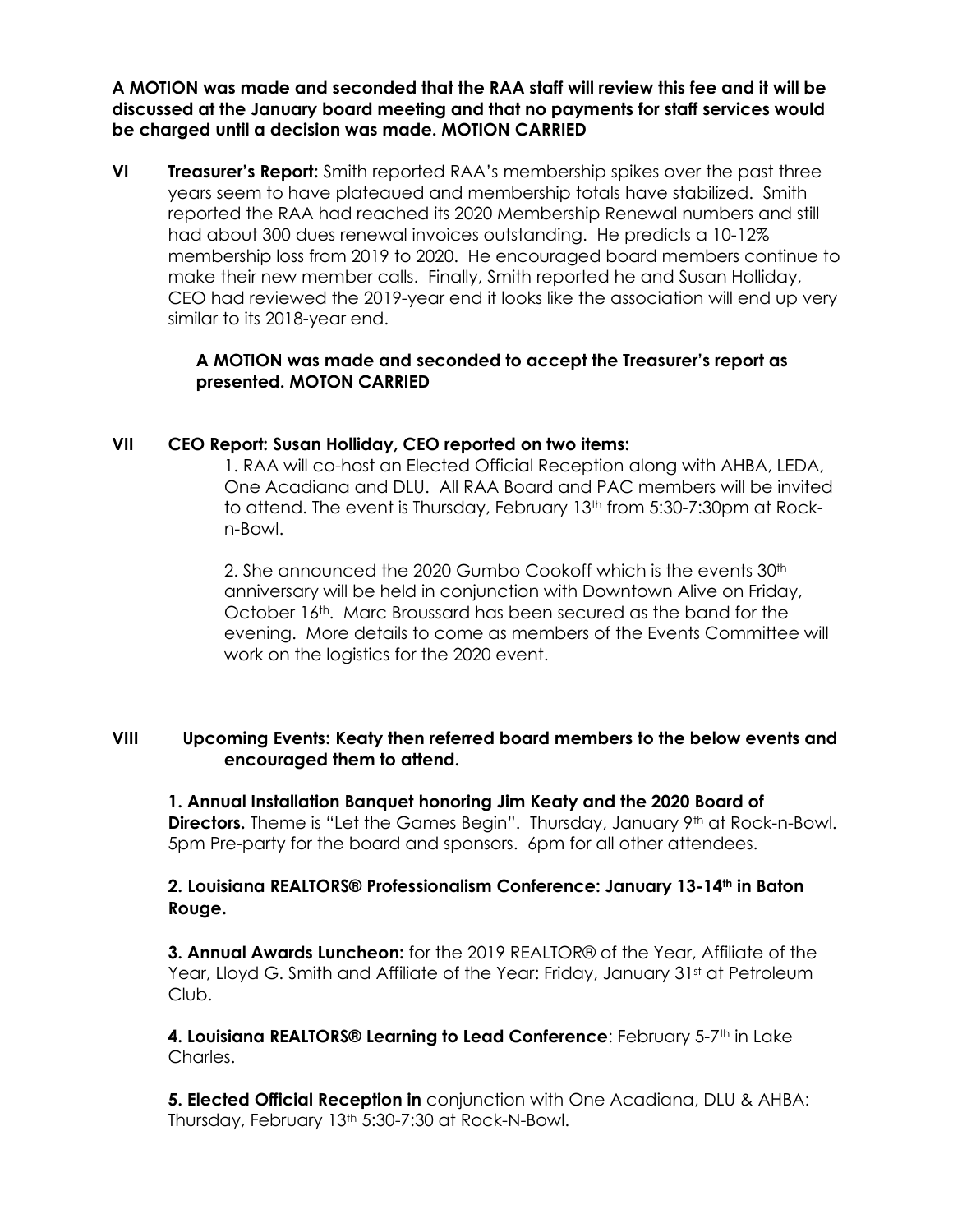**A MOTION was made and seconded that the RAA staff will review this fee and it will be discussed at the January board meeting and that no payments for staff services would be charged until a decision was made. MOTION CARRIED**

**VI Treasurer's Report:** Smith reported RAA's membership spikes over the past three years seem to have plateaued and membership totals have stabilized. Smith reported the RAA had reached its 2020 Membership Renewal numbers and still had about 300 dues renewal invoices outstanding. He predicts a 10-12% membership loss from 2019 to 2020. He encouraged board members continue to make their new member calls. Finally, Smith reported he and Susan Holliday, CEO had reviewed the 2019-year end it looks like the association will end up very similar to its 2018-year end.

**A MOTION was made and seconded to accept the Treasurer's report as presented. MOTON CARRIED**

**VII CEO Report: Susan Holliday, CEO reported on two items:**

1. RAA will co-host an Elected Official Reception along with AHBA, LEDA, One Acadiana and DLU. All RAA Board and PAC members will be invited to attend. The event is Thursday, February 13th from 5:30-7:30pm at Rock-n-Bowl.

2. She announced the 2020 Gumbo Cookoff which is the events 30th anniversary will be held in conjunction with Downtown Alive on Friday, October 16th. Marc Broussard has been secured as the band for the evening. More details to come as members of the Events Committee will work on the logistics for the 2020 event.

**VIII Upcoming Events: Keaty then referred board members to the below events and encouraged them to attend.**

**1. Annual Installation Banquet honoring Jim Keaty and the 2020 Board of Directors.** Theme is "Let the Games Begin". Thursday, January 9th at Rock-n-Bowl. 5pm Pre-party for the board and sponsors. 6pm for all other attendees.

**2. Louisiana REALTORS® Professionalism Conference: January 13-14th in Baton Rouge.**

**3. Annual Awards Luncheon:** for the 2019 REALTOR® of the Year, Affiliate of the Year, Lloyd G. Smith and Affiliate of the Year: Friday, January 31st at Petroleum Club.

**4. Louisiana REALTORS® Learning to Lead Conference**: February 5-7th in Lake Charles.

**5. Elected Official Reception in** conjunction with One Acadiana, DLU & AHBA: Thursday, February 13th 5:30-7:30 at Rock-N-Bowl.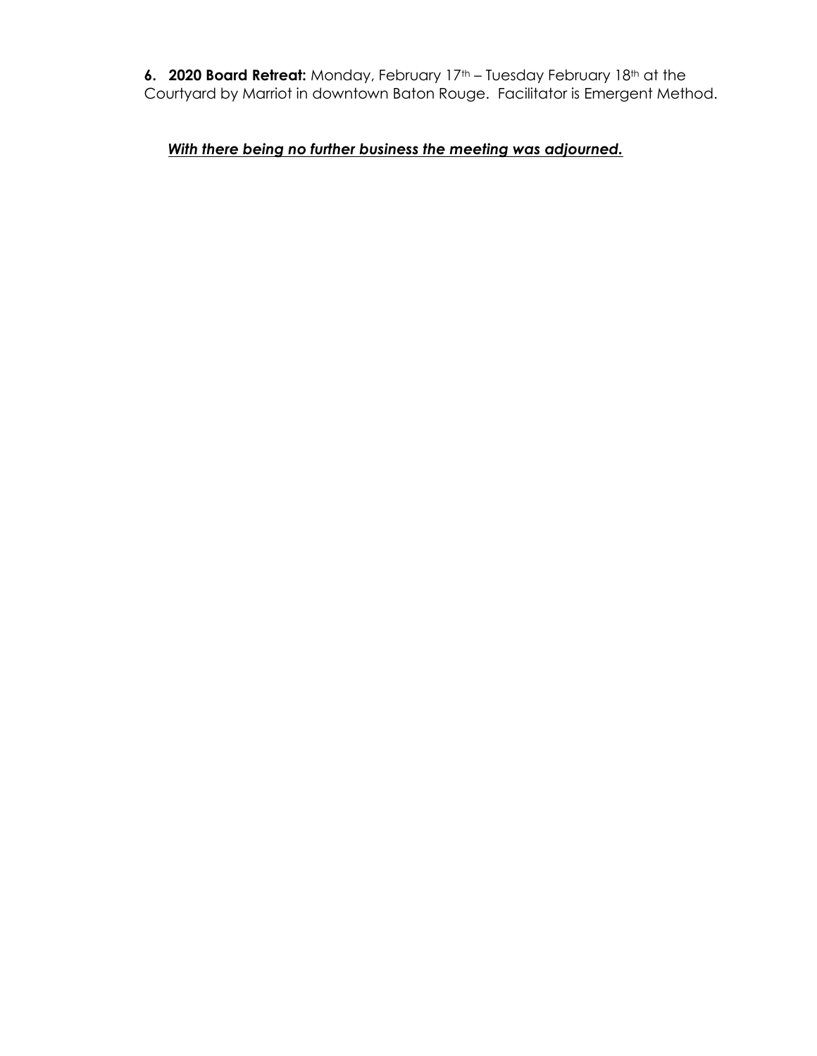**6. 2020 Board Retreat:** Monday, February 17th – Tuesday February 18th at the Courtyard by Marriot in downtown Baton Rouge. Facilitator is Emergent Method.

***With there being no further business the meeting was adjourned.***